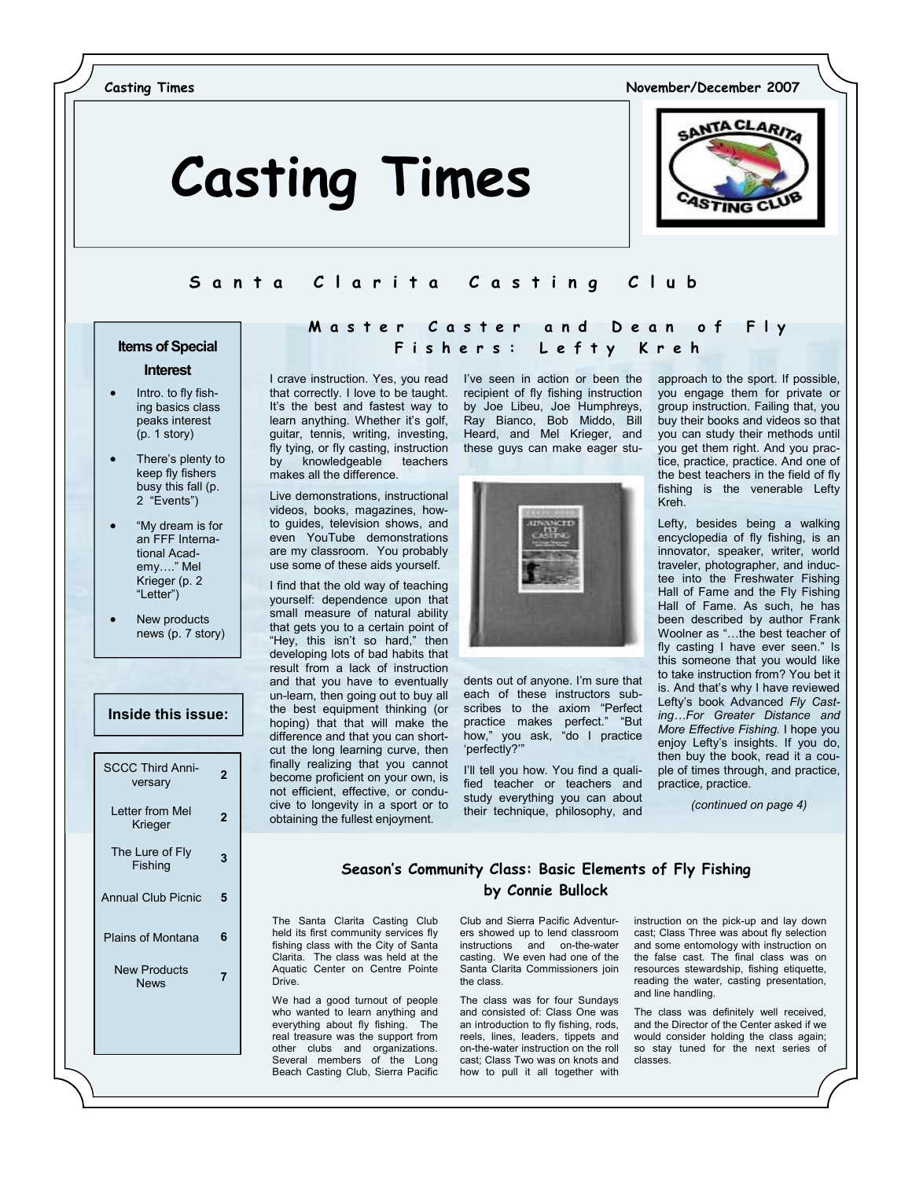# Casting Times

## Santa Clarita Casting Club

### Items of Special Interest

- Intro. to fly fishing basics class peaks interest (p. 1 story)
- There's plenty to keep fly fishers busy this fall (p. 2 "Events")
- "My dream is for an FFF International Academy…." Mel Krieger (p. 2 "Letter")
- New products news (p. 7 story)

### Inside this issue:

| | |
|---|---|
| SCCC Third Anniversary | 2 |
| Letter from Mel Krieger | 2 |
| The Lure of Fly Fishing | 3 |
| Annual Club Picnic | 5 |
| Plains of Montana | 6 |
| New Products News | 7 |

## Master Caster and Dean of Fly Fishers: Lefty Kreh

I crave instruction. Yes, you read that correctly. I love to be taught. It's the best and fastest way to learn anything. Whether it's golf, guitar, tennis, writing, investing, fly tying, or fly casting, instruction by knowledgeable teachers makes all the difference.

Live demonstrations, instructional videos, books, magazines, how-to guides, television shows, and even YouTube demonstrations are my classroom. You probably use some of these aids yourself.

I find that the old way of teaching yourself: dependence upon that small measure of natural ability that gets you to a certain point of "Hey, this isn't so hard," then developing lots of bad habits that result from a lack of instruction and that you have to eventually un-learn, then going out to buy all the best equipment thinking (or hoping) that that will make the difference and that you can short-cut the long learning curve, then finally realizing that you cannot become proficient on your own, is not efficient, effective, or conducive to longevity in a sport or to obtaining the fullest enjoyment.

I've seen in action or been the recipient of fly fishing instruction by Joe Libeu, Joe Humphreys, Ray Bianco, Bob Middo, Bill Heard, and Mel Krieger, and these guys can make eager students out of anyone. I'm sure that each of these instructors subscribes to the axiom "Perfect practice makes perfect." "But how," you ask, "do I practice 'perfectly?'"

I'll tell you how. You find a qualified teacher or teachers and study everything you can about their technique, philosophy, and approach to the sport. If possible, you engage them for private or group instruction. Failing that, you buy their books and videos so that you can study their methods until you get them right. And you practice, practice, practice. And one of the best teachers in the field of fly fishing is the venerable Lefty Kreh.

Lefty, besides being a walking encyclopedia of fly fishing, is an innovator, speaker, writer, world traveler, photographer, and inductee into the Freshwater Fishing Hall of Fame and the Fly Fishing Hall of Fame. As such, he has been described by author Frank Woolner as "…the best teacher of fly casting I have ever seen." Is this someone that you would like to take instruction from? You bet it is. And that's why I have reviewed Lefty's book Advanced *Fly Casting…For Greater Distance and More Effective Fishing.* I hope you enjoy Lefty's insights. If you do, then buy the book, read it a couple of times through, and practice, practice, practice.

*(continued on page 4)*

## Season's Community Class: Basic Elements of Fly Fishing
### by Connie Bullock

The Santa Clarita Casting Club held its first community services fly fishing class with the City of Santa Clarita. The class was held at the Aquatic Center on Centre Pointe Drive.

We had a good turnout of people who wanted to learn anything and everything about fly fishing. The real treasure was the support from other clubs and organizations. Several members of the Long Beach Casting Club, Sierra Pacific Club and Sierra Pacific Adventurers showed up to lend classroom instructions and on-the-water casting. We even had one of the Santa Clarita Commissioners join the class.

The class was for four Sundays and consisted of: Class One was an introduction to fly fishing, rods, reels, lines, leaders, tippets and on-the-water instruction on the roll cast; Class Two was on knots and how to pull it all together with instruction on the pick-up and lay down cast; Class Three was about fly selection and some entomology with instruction on the false cast. The final class was on resources stewardship, fishing etiquette, reading the water, casting presentation, and line handling.

The class was definitely well received, and the Director of the Center asked if we would consider holding the class again; so stay tuned for the next series of classes.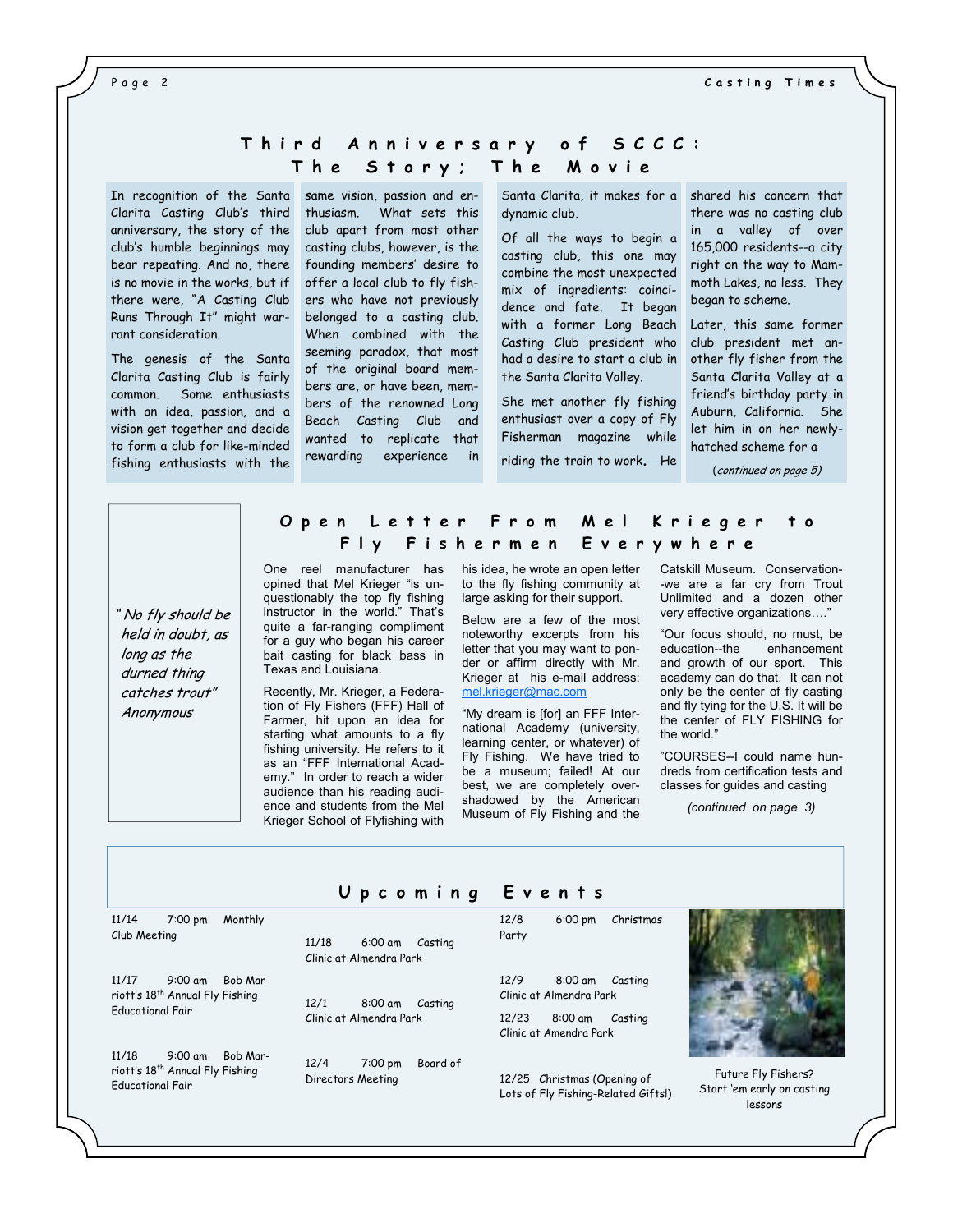## Third Anniversary of SCCC: The Story; The Movie

In recognition of the Santa Clarita Casting Club's third anniversary, the story of the club's humble beginnings may bear repeating. And no, there is no movie in the works, but if there were, "A Casting Club Runs Through It" might warrant consideration.

The genesis of the Santa Clarita Casting Club is fairly common. Some enthusiasts with an idea, passion, and a vision get together and decide to form a club for like-minded fishing enthusiasts with the same vision, passion and enthusiasm. What sets this club apart from most other casting clubs, however, is the founding members' desire to offer a local club to fly fishers who have not previously belonged to a casting club. When combined with the seeming paradox, that most of the original board members are, or have been, members of the renowned Long Beach Casting Club and wanted to replicate that rewarding experience in Santa Clarita, it makes for a dynamic club.

Of all the ways to begin a casting club, this one may combine the most unexpected mix of ingredients: coincidence and fate. It began with a former Long Beach Casting Club president who had a desire to start a club in the Santa Clarita Valley.

She met another fly fishing enthusiast over a copy of Fly Fisherman magazine while riding the train to work. He shared his concern that there was no casting club in a valley of over 165,000 residents--a city right on the way to Mammoth Lakes, no less. They began to scheme.

Later, this same former club president met another fly fisher from the Santa Clarita Valley at a friend's birthday party in Auburn, California. She let him in on her newly-hatched scheme for a

*(continued on page 5)*

> *"No fly should be held in doubt, as long as the durned thing catches trout"*
> *Anonymous*

## Open Letter From Mel Krieger to Fly Fishermen Everywhere

One reel manufacturer has opined that Mel Krieger "is unquestionably the top fly fishing instructor in the world." That's quite a far-ranging compliment for a guy who began his career bait casting for black bass in Texas and Louisiana.

Recently, Mr. Krieger, a Federation of Fly Fishers (FFF) Hall of Farmer, hit upon an idea for starting what amounts to a fly fishing university. He refers to it as an "FFF International Academy." In order to reach a wider audience than his reading audience and students from the Mel Krieger School of Flyfishing with his idea, he wrote an open letter to the fly fishing community at large asking for their support.

Below are a few of the most noteworthy excerpts from his letter that you may want to ponder or affirm directly with Mr. Krieger at his e-mail address: mel.krieger@mac.com

"My dream is [for] an FFF International Academy (university, learning center, or whatever) of Fly Fishing. We have tried to be a museum; failed! At our best, we are completely overshadowed by the American Museum of Fly Fishing and the Catskill Museum. Conservation--we are a far cry from Trout Unlimited and a dozen other very effective organizations…."

"Our focus should, no must, be education--the enhancement and growth of our sport. This academy can do that. It can not only be the center of fly casting and fly tying for the U.S. It will be the center of FLY FISHING for the world."

"COURSES--I could name hundreds from certification tests and classes for guides and casting

*(continued on page 3)*

## Upcoming Events

- 11/14 7:00 pm Monthly Club Meeting
- 11/17 9:00 am Bob Marriott's 18th Annual Fly Fishing Educational Fair
- 11/18 9:00 am Bob Marriott's 18th Annual Fly Fishing Educational Fair
- 11/18 6:00 am Casting Clinic at Almendra Park
- 12/1 8:00 am Casting Clinic at Almendra Park
- 12/4 7:00 pm Board of Directors Meeting
- 12/8 6:00 pm Christmas Party
- 12/9 8:00 am Casting Clinic at Almendra Park
- 12/23 8:00 am Casting Clinic at Amendra Park
- 12/25 Christmas (Opening of Lots of Fly Fishing-Related Gifts!)

Future Fly Fishers? Start 'em early on casting lessons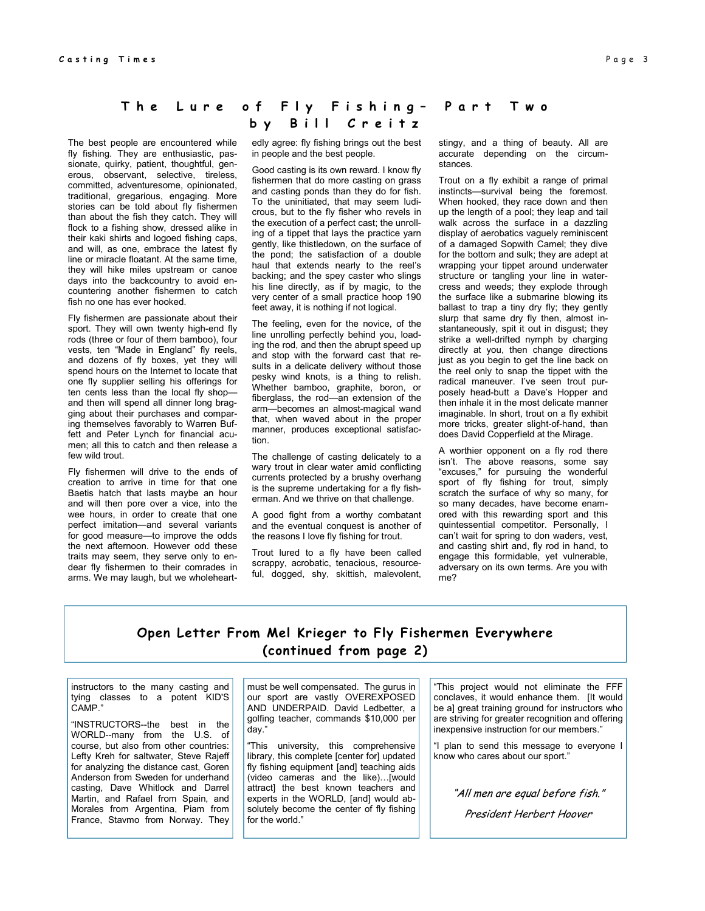## The Lure of Fly Fishing– Part Two

### by Bill Creitz

The best people are encountered while fly fishing. They are enthusiastic, passionate, quirky, patient, thoughtful, generous, observant, selective, tireless, committed, adventuresome, opinionated, traditional, gregarious, engaging. More stories can be told about fly fishermen than about the fish they catch. They will flock to a fishing show, dressed alike in their kaki shirts and logoed fishing caps, and will, as one, embrace the latest fly line or miracle floatant. At the same time, they will hike miles upstream or canoe days into the backcountry to avoid encountering another fishermen to catch fish no one has ever hooked.

Fly fishermen are passionate about their sport. They will own twenty high-end fly rods (three or four of them bamboo), four vests, ten "Made in England" fly reels, and dozens of fly boxes, yet they will spend hours on the Internet to locate that one fly supplier selling his offerings for ten cents less than the local fly shop—and then will spend all dinner long bragging about their purchases and comparing themselves favorably to Warren Buffett and Peter Lynch for financial acumen; all this to catch and then release a few wild trout.

Fly fishermen will drive to the ends of creation to arrive in time for that one Baetis hatch that lasts maybe an hour and will then pore over a vice, into the wee hours, in order to create that one perfect imitation—and several variants for good measure—to improve the odds the next afternoon. However odd these traits may seem, they serve only to endear fly fishermen to their comrades in arms. We may laugh, but we wholeheartedly agree: fly fishing brings out the best in people and the best people.

Good casting is its own reward. I know fly fishermen that do more casting on grass and casting ponds than they do for fish. To the uninitiated, that may seem ludicrous, but to the fly fisher who revels in the execution of a perfect cast; the unrolling of a tippet that lays the practice yarn gently, like thistledown, on the surface of the pond; the satisfaction of a double haul that extends nearly to the reel's backing; and the spey caster who slings his line directly, as if by magic, to the very center of a small practice hoop 190 feet away, it is nothing if not logical.

The feeling, even for the novice, of the line unrolling perfectly behind you, loading the rod, and then the abrupt speed up and stop with the forward cast that results in a delicate delivery without those pesky wind knots, is a thing to relish. Whether bamboo, graphite, boron, or fiberglass, the rod—an extension of the arm—becomes an almost-magical wand that, when waved about in the proper manner, produces exceptional satisfaction.

The challenge of casting delicately to a wary trout in clear water amid conflicting currents protected by a brushy overhang is the supreme undertaking for a fly fisherman. And we thrive on that challenge.

A good fight from a worthy combatant and the eventual conquest is another of the reasons I love fly fishing for trout.

Trout lured to a fly have been called scrappy, acrobatic, tenacious, resourceful, dogged, shy, skittish, malevolent, stingy, and a thing of beauty. All are accurate depending on the circumstances.

Trout on a fly exhibit a range of primal instincts—survival being the foremost. When hooked, they race down and then up the length of a pool; they leap and tail walk across the surface in a dazzling display of aerobatics vaguely reminiscent of a damaged Sopwith Camel; they dive for the bottom and sulk; they are adept at wrapping your tippet around underwater structure or tangling your line in watercress and weeds; they explode through the surface like a submarine blowing its ballast to trap a tiny dry fly; they gently slurp that same dry fly then, almost instantaneously, spit it out in disgust; they strike a well-drifted nymph by charging directly at you, then change directions just as you begin to get the line back on the reel only to snap the tippet with the radical maneuver. I've seen trout purposely head-butt a Dave's Hopper and then inhale it in the most delicate manner imaginable. In short, trout on a fly exhibit more tricks, greater slight-of-hand, than does David Copperfield at the Mirage.

A worthier opponent on a fly rod there isn't. The above reasons, some say "excuses," for pursuing the wonderful sport of fly fishing for trout, simply scratch the surface of why so many, for so many decades, have become enamored with this rewarding sport and this quintessential competitor. Personally, I can't wait for spring to don waders, vest, and casting shirt and, fly rod in hand, to engage this formidable, yet vulnerable, adversary on its own terms. Are you with me?

## Open Letter From Mel Krieger to Fly Fishermen Everywhere (continued from page 2)

instructors to the many casting and tying classes to a potent KID'S CAMP."

"INSTRUCTORS--the best in the WORLD--many from the U.S. of course, but also from other countries: Lefty Kreh for saltwater, Steve Rajeff for analyzing the distance cast, Goren Anderson from Sweden for underhand casting, Dave Whitlock and Darrel Martin, and Rafael from Spain, and Morales from Argentina, Piam from France, Stavmo from Norway. They must be well compensated. The gurus in our sport are vastly OVEREXPOSED AND UNDERPAID. David Ledbetter, a golfing teacher, commands $10,000 per day."

"This university, this comprehensive library, this complete [center for] updated fly fishing equipment [and] teaching aids (video cameras and the like)…[would attract] the best known teachers and experts in the WORLD, [and] would absolutely become the center of fly fishing for the world."

"This project would not eliminate the FFF conclaves, it would enhance them. [It would be a] great training ground for instructors who are striving for greater recognition and offering inexpensive instruction for our members."

"I plan to send this message to everyone I know who cares about our sport."

*"All men are equal before fish."*

*President Herbert Hoover*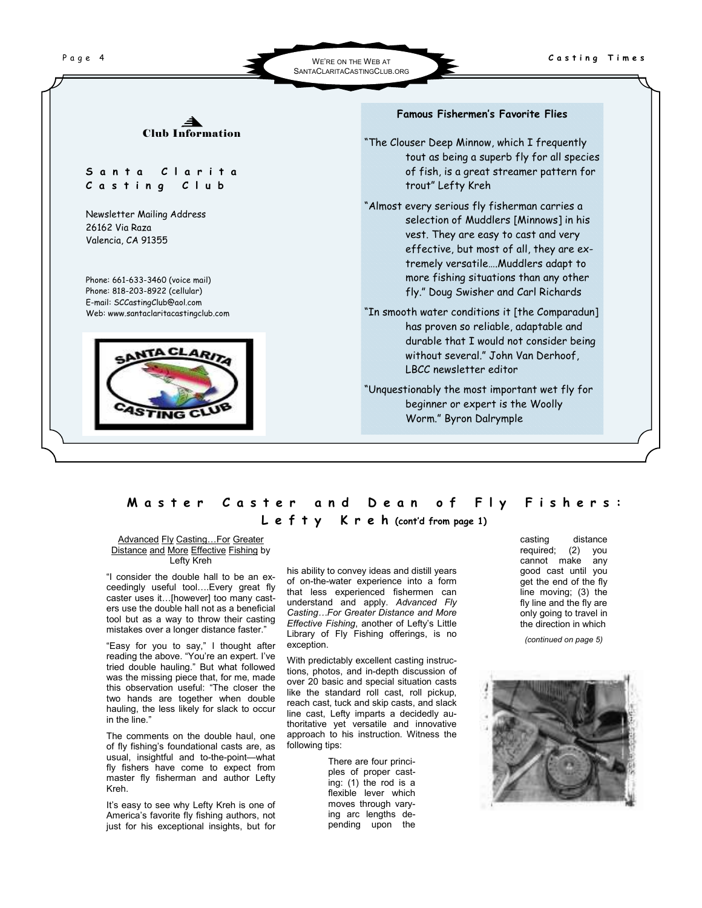WE'RE ON THE WEB AT SANTACLARITACASTINGCLUB.ORG

## Club Information

**Santa Clarita Casting Club**

Newsletter Mailing Address
26162 Via Raza
Valencia, CA 91355

Phone: 661-633-3460 (voice mail)
Phone: 818-203-8922 (cellular)
E-mail: SCCastingClub@aol.com
Web: www.santaclaritacastingclub.com

### Famous Fishermen's Favorite Flies

"The Clouser Deep Minnow, which I frequently tout as being a superb fly for all species of fish, is a great streamer pattern for trout" Lefty Kreh

"Almost every serious fly fisherman carries a selection of Muddlers [Minnows] in his vest. They are easy to cast and very effective, but most of all, they are extremely versatile....Muddlers adapt to more fishing situations than any other fly." Doug Swisher and Carl Richards

"In smooth water conditions it [the Comparadun] has proven so reliable, adaptable and durable that I would not consider being without several." John Van Derhoof, LBCC newsletter editor

"Unquestionably the most important wet fly for beginner or expert is the Woolly Worm." Byron Dalrymple

## Master Caster and Dean of Fly Fishers: Lefty Kreh (cont'd from page 1)

Advanced Fly Casting…For Greater Distance and More Effective Fishing by Lefty Kreh

"I consider the double hall to be an exceedingly useful tool….Every great fly caster uses it…[however] too many casters use the double hall not as a beneficial tool but as a way to throw their casting mistakes over a longer distance faster."

"Easy for you to say," I thought after reading the above. "You're an expert. I've tried double hauling." But what followed was the missing piece that, for me, made this observation useful: "The closer the two hands are together when double hauling, the less likely for slack to occur in the line."

The comments on the double haul, one of fly fishing's foundational casts are, as usual, insightful and to-the-point—what fly fishers have come to expect from master fly fisherman and author Lefty Kreh.

It's easy to see why Lefty Kreh is one of America's favorite fly fishing authors, not just for his exceptional insights, but for his ability to convey ideas and distill years of on-the-water experience into a form that less experienced fishermen can understand and apply. *Advanced Fly Casting…For Greater Distance and More Effective Fishing*, another of Lefty's Little Library of Fly Fishing offerings, is no exception.

With predictably excellent casting instructions, photos, and in-depth discussion of over 20 basic and special situation casts like the standard roll cast, roll pickup, reach cast, tuck and skip casts, and slack line cast, Lefty imparts a decidedly authoritative yet versatile and innovative approach to his instruction. Witness the following tips:

> There are four principles of proper casting: (1) the rod is a flexible lever which moves through varying arc lengths depending upon the casting distance required; (2) you cannot make any good cast until you get the end of the fly line moving; (3) the fly line and the fly are only going to travel in the direction in which

*(continued on page 5)*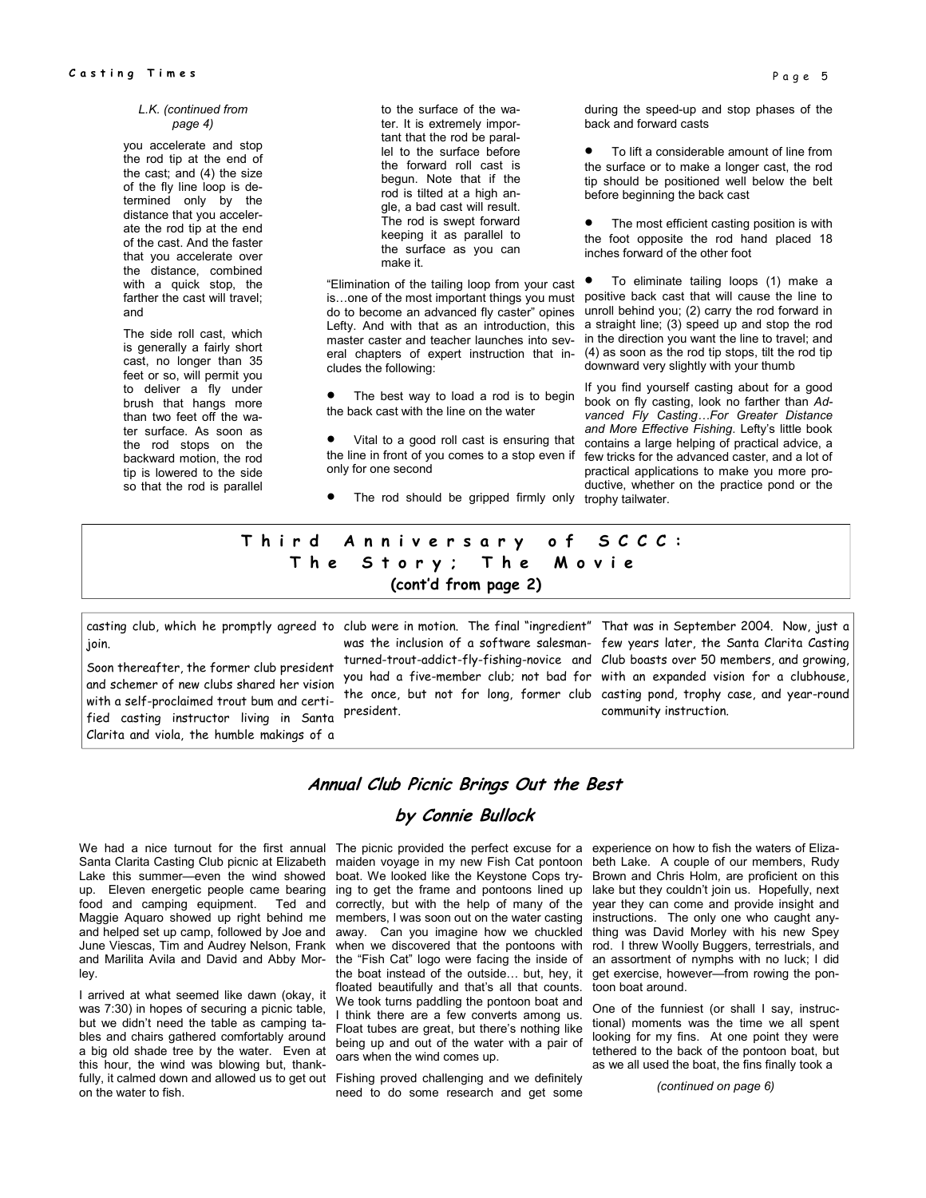*L.K. (continued from page 4)*

you accelerate and stop the rod tip at the end of the cast; and (4) the size of the fly line loop is determined only by the distance that you accelerate the rod tip at the end of the cast. And the faster that you accelerate over the distance, combined with a quick stop, the farther the cast will travel; and

The side roll cast, which is generally a fairly short cast, no longer than 35 feet or so, will permit you to deliver a fly under brush that hangs more than two feet off the water surface. As soon as the rod stops on the backward motion, the rod tip is lowered to the side so that the rod is parallel to the surface of the water. It is extremely important that the rod be parallel to the surface before the forward roll cast is begun. Note that if the rod is tilted at a high angle, a bad cast will result. The rod is swept forward keeping it as parallel to the surface as you can make it.

"Elimination of the tailing loop from your cast is…one of the most important things you must do to become an advanced fly caster" opines Lefty. And with that as an introduction, this master caster and teacher launches into several chapters of expert instruction that includes the following:

- The best way to load a rod is to begin the back cast with the line on the water
- Vital to a good roll cast is ensuring that the line in front of you comes to a stop even if only for one second
- The rod should be gripped firmly only during the speed-up and stop phases of the back and forward casts
- To lift a considerable amount of line from the surface or to make a longer cast, the rod tip should be positioned well below the belt before beginning the back cast
- The most efficient casting position is with the foot opposite the rod hand placed 18 inches forward of the other foot
- To eliminate tailing loops (1) make a positive back cast that will cause the line to unroll behind you; (2) carry the rod forward in a straight line; (3) speed up and stop the rod in the direction you want the line to travel; and (4) as soon as the rod tip stops, tilt the rod tip downward very slightly with your thumb

If you find yourself casting about for a good book on fly casting, look no farther than *Advanced Fly Casting…For Greater Distance and More Effective Fishing*. Lefty's little book contains a large helping of practical advice, a few tricks for the advanced caster, and a lot of practical applications to make you more productive, whether on the practice pond or the trophy tailwater.

## Third Anniversary of SCCC: The Story; The Movie

**(cont'd from page 2)**

casting club, which he promptly agreed to join.

Soon thereafter, the former club president and schemer of new clubs shared her vision with a self-proclaimed trout bum and certified casting instructor living in Santa Clarita and viola, the humble makings of a club were in motion. The final "ingredient" was the inclusion of a software salesman-turned-trout-addict-fly-fishing-novice and you had a five-member club; not bad for the once, but not for long, former club president.

That was in September 2004. Now, just a few years later, the Santa Clarita Casting Club boasts over 50 members, and growing, with an expanded vision for a clubhouse, casting pond, trophy case, and year-round community instruction.

## *Annual Club Picnic Brings Out the Best*

### *by Connie Bullock*

We had a nice turnout for the first annual Santa Clarita Casting Club picnic at Elizabeth Lake this summer—even the wind showed up. Eleven energetic people came bearing food and camping equipment. Ted and Maggie Aquaro showed up right behind me and helped set up camp, followed by Joe and June Viescas, Tim and Audrey Nelson, Frank and Marilita Avila and David and Abby Morley.

I arrived at what seemed like dawn (okay, it was 7:30) in hopes of securing a picnic table, but we didn't need the table as camping tables and chairs gathered comfortably around a big old shade tree by the water. Even at this hour, the wind was blowing but, thankfully, it calmed down and allowed us to get out on the water to fish.

The picnic provided the perfect excuse for a maiden voyage in my new Fish Cat pontoon boat. We looked like the Keystone Cops trying to get the frame and pontoons lined up correctly, but with the help of many of the members, I was soon out on the water casting away. Can you imagine how we chuckled when we discovered that the pontoons with the "Fish Cat" logo were facing the inside of the boat instead of the outside… but, hey, it floated beautifully and that's all that counts. We took turns paddling the pontoon boat and I think there are a few converts among us. Float tubes are great, but there's nothing like being up and out of the water with a pair of oars when the wind comes up.

Fishing proved challenging and we definitely need to do some research and get some experience on how to fish the waters of Elizabeth Lake. A couple of our members, Rudy Brown and Chris Holm, are proficient on this lake but they couldn't join us. Hopefully, next year they can come and provide insight and instructions. The only one who caught anything was David Morley with his new Spey rod. I threw Woolly Buggers, terrestrials, and an assortment of nymphs with no luck; I did get exercise, however—from rowing the pontoon boat around.

One of the funniest (or shall I say, instructional) moments was the time we all spent looking for my fins. At one point they were tethered to the back of the pontoon boat, but as we all used the boat, the fins finally took a

*(continued on page 6)*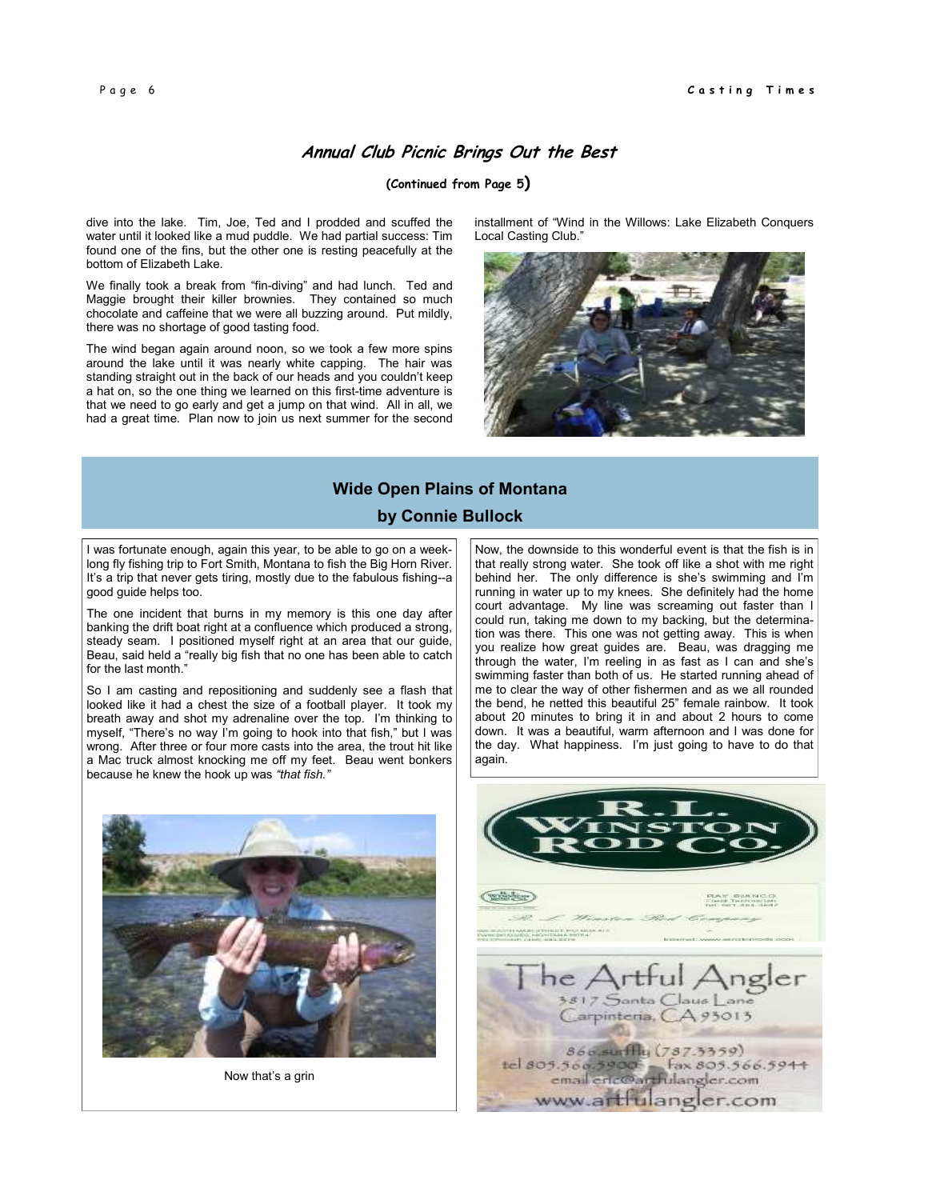## *Annual Club Picnic Brings Out the Best*

**(Continued from Page 5)**

dive into the lake. Tim, Joe, Ted and I prodded and scuffed the water until it looked like a mud puddle. We had partial success: Tim found one of the fins, but the other one is resting peacefully at the bottom of Elizabeth Lake.

We finally took a break from "fin-diving" and had lunch. Ted and Maggie brought their killer brownies. They contained so much chocolate and caffeine that we were all buzzing around. Put mildly, there was no shortage of good tasting food.

The wind began again around noon, so we took a few more spins around the lake until it was nearly white capping. The hair was standing straight out in the back of our heads and you couldn't keep a hat on, so the one thing we learned on this first-time adventure is that we need to go early and get a jump on that wind. All in all, we had a great time. Plan now to join us next summer for the second installment of "Wind in the Willows: Lake Elizabeth Conquers Local Casting Club."

## Wide Open Plains of Montana

### by Connie Bullock

I was fortunate enough, again this year, to be able to go on a week-long fly fishing trip to Fort Smith, Montana to fish the Big Horn River. It's a trip that never gets tiring, mostly due to the fabulous fishing--a good guide helps too.

The one incident that burns in my memory is this one day after banking the drift boat right at a confluence which produced a strong, steady seam. I positioned myself right at an area that our guide, Beau, said held a "really big fish that no one has been able to catch for the last month."

So I am casting and repositioning and suddenly see a flash that looked like it had a chest the size of a football player. It took my breath away and shot my adrenaline over the top. I'm thinking to myself, "There's no way I'm going to hook into that fish," but I was wrong. After three or four more casts into the area, the trout hit like a Mac truck almost knocking me off my feet. Beau went bonkers because he knew the hook up was *"that fish."*

Now, the downside to this wonderful event is that the fish is in that really strong water. She took off like a shot with me right behind her. The only difference is she's swimming and I'm running in water up to my knees. She definitely had the home court advantage. My line was screaming out faster than I could run, taking me down to my backing, but the determination was there. This one was not getting away. This is when you realize how great guides are. Beau, was dragging me through the water, I'm reeling in as fast as I can and she's swimming faster than both of us. He started running ahead of me to clear the way of other fishermen and as we all rounded the bend, he netted this beautiful 25" female rainbow. It took about 20 minutes to bring it in and about 2 hours to come down. It was a beautiful, warm afternoon and I was done for the day. What happiness. I'm just going to have to do that again.

Now that's a grin

R.L. WINSTON ROD CO.

The Artful Angler
3817 Santa Claus Lane
Carpinteria, CA 93013
866.surffly (787.3359)
tel 805.566.5900 fax 805.566.5944
email eric@artfulangler.com
www.artfulangler.com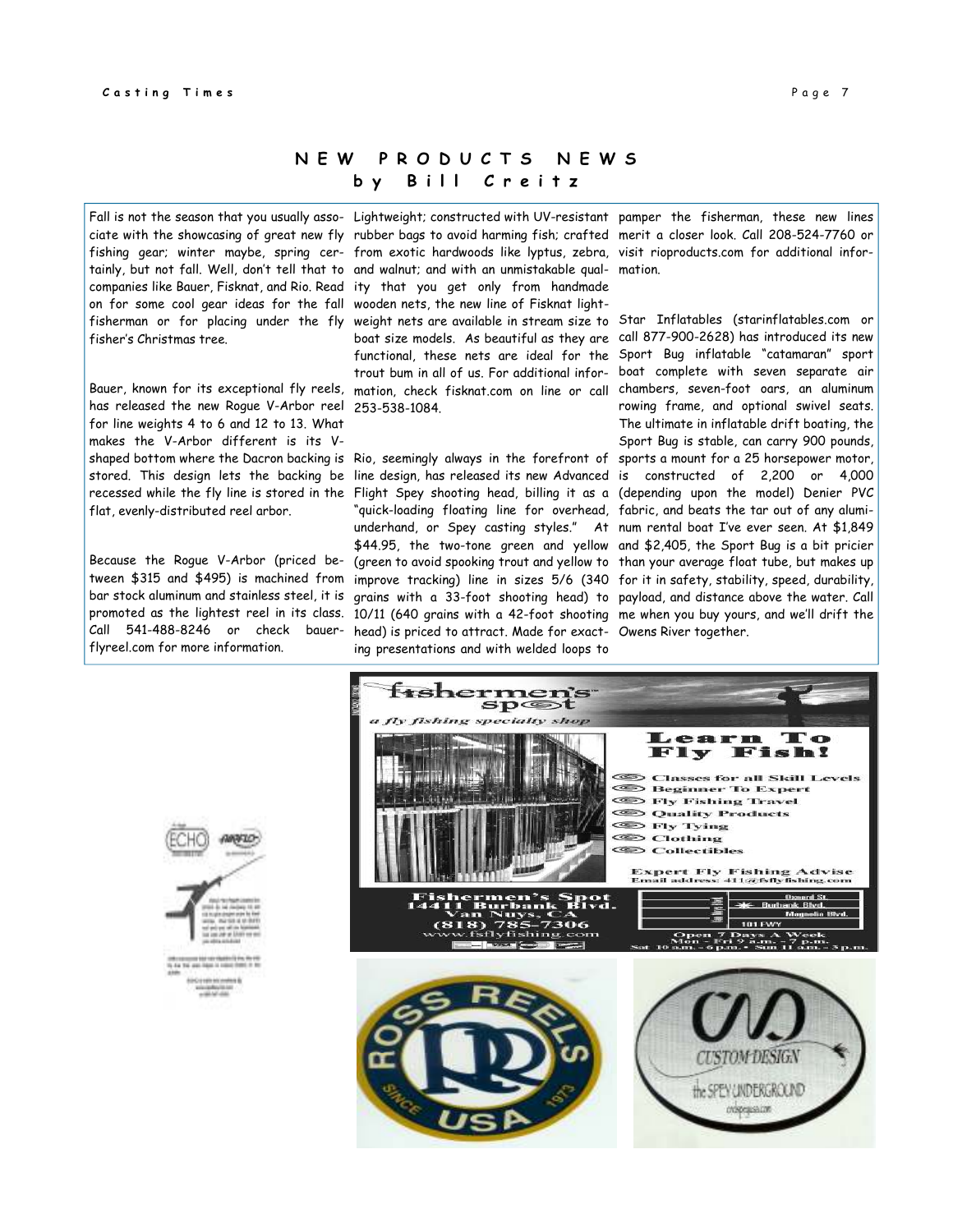# NEW PRODUCTS NEWS

## by Bill Creitz

Fall is not the season that you usually associate with the showcasing of great new fly fishing gear; winter maybe, spring certainly, but not fall. Well, don't tell that to companies like Bauer, Fisknat, and Rio. Read on for some cool gear ideas for the fall fisherman or for placing under the fly fisher's Christmas tree.

Bauer, known for its exceptional fly reels, has released the new Rogue V-Arbor reel for line weights 4 to 6 and 12 to 13. What makes the V-Arbor different is its V-shaped bottom where the Dacron backing is stored. This design lets the backing be recessed while the fly line is stored in the flat, evenly-distributed reel arbor.

Because the Rogue V-Arbor (priced between $315 and $495) is machined from bar stock aluminum and stainless steel, it is promoted as the lightest reel in its class. Call 541-488-8246 or check bauerflyreel.com for more information.

Lightweight; constructed with UV-resistant rubber bags to avoid harming fish; crafted from exotic hardwoods like lyptus, zebra, and walnut; and with an unmistakable quality that you get only from handmade wooden nets, the new line of Fisknat lightweight nets are available in stream size to boat size models. As beautiful as they are functional, these nets are ideal for the trout bum in all of us. For additional information, check fisknat.com on line or call 253-538-1084.

Rio, seemingly always in the forefront of line design, has released its new Advanced Flight Spey shooting head, billing it as a "quick-loading floating line for overhead, underhand, or Spey casting styles." At $44.95, the two-tone green and yellow (green to avoid spooking trout and yellow to improve tracking) line in sizes 5/6 (340 grains with a 33-foot shooting head) to 10/11 (640 grains with a 42-foot shooting head) is priced to attract. Made for exacting presentations and with welded loops to pamper the fisherman, these new lines merit a closer look. Call 208-524-7760 or visit rioproducts.com for additional information.

Star Inflatables (starinflatables.com or call 877-900-2628) has introduced its new Sport Bug inflatable "catamaran" sport boat complete with seven separate air chambers, seven-foot oars, an aluminum rowing frame, and optional swivel seats. The ultimate in inflatable drift boating, the Sport Bug is stable, can carry 900 pounds, sports a mount for a 25 horsepower motor, is constructed of 2,200 or 4,000 (depending upon the model) Denier PVC fabric, and beats the tar out of any aluminum rental boat I've ever seen. At $1,849 and $2,405, the Sport Bug is a bit pricier than your average float tube, but makes up for it in safety, stability, speed, durability, payload, and distance above the water. Call me when you buy yours, and we'll drift the Owens River together.